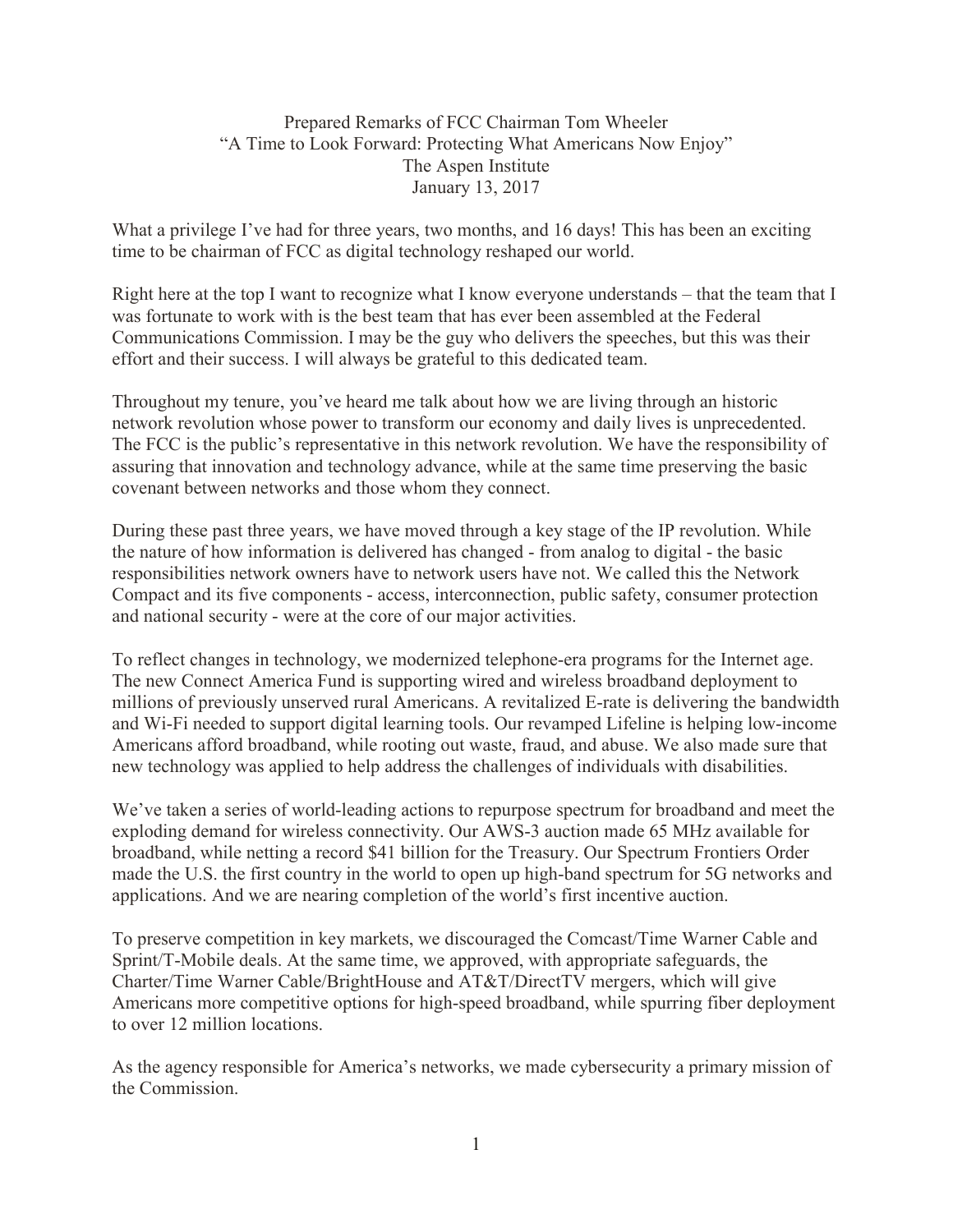Prepared Remarks of FCC Chairman Tom Wheeler
"A Time to Look Forward: Protecting What Americans Now Enjoy"
The Aspen Institute
January 13, 2017

What a privilege I've had for three years, two months, and 16 days! This has been an exciting time to be chairman of FCC as digital technology reshaped our world.

Right here at the top I want to recognize what I know everyone understands – that the team that I was fortunate to work with is the best team that has ever been assembled at the Federal Communications Commission. I may be the guy who delivers the speeches, but this was their effort and their success. I will always be grateful to this dedicated team.

Throughout my tenure, you've heard me talk about how we are living through an historic network revolution whose power to transform our economy and daily lives is unprecedented. The FCC is the public's representative in this network revolution. We have the responsibility of assuring that innovation and technology advance, while at the same time preserving the basic covenant between networks and those whom they connect.

During these past three years, we have moved through a key stage of the IP revolution. While the nature of how information is delivered has changed - from analog to digital - the basic responsibilities network owners have to network users have not. We called this the Network Compact and its five components - access, interconnection, public safety, consumer protection and national security - were at the core of our major activities.

To reflect changes in technology, we modernized telephone-era programs for the Internet age. The new Connect America Fund is supporting wired and wireless broadband deployment to millions of previously unserved rural Americans. A revitalized E-rate is delivering the bandwidth and Wi-Fi needed to support digital learning tools. Our revamped Lifeline is helping low-income Americans afford broadband, while rooting out waste, fraud, and abuse. We also made sure that new technology was applied to help address the challenges of individuals with disabilities.

We've taken a series of world-leading actions to repurpose spectrum for broadband and meet the exploding demand for wireless connectivity. Our AWS-3 auction made 65 MHz available for broadband, while netting a record $41 billion for the Treasury. Our Spectrum Frontiers Order made the U.S. the first country in the world to open up high-band spectrum for 5G networks and applications. And we are nearing completion of the world's first incentive auction.

To preserve competition in key markets, we discouraged the Comcast/Time Warner Cable and Sprint/T-Mobile deals. At the same time, we approved, with appropriate safeguards, the Charter/Time Warner Cable/BrightHouse and AT&T/DirectTV mergers, which will give Americans more competitive options for high-speed broadband, while spurring fiber deployment to over 12 million locations.

As the agency responsible for America's networks, we made cybersecurity a primary mission of the Commission.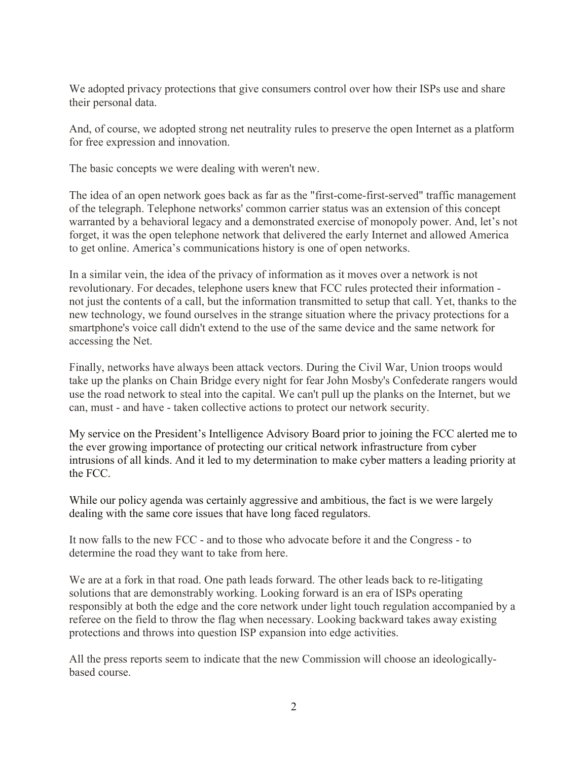We adopted privacy protections that give consumers control over how their ISPs use and share their personal data.

And, of course, we adopted strong net neutrality rules to preserve the open Internet as a platform for free expression and innovation.

The basic concepts we were dealing with weren't new.

The idea of an open network goes back as far as the "first-come-first-served" traffic management of the telegraph. Telephone networks' common carrier status was an extension of this concept warranted by a behavioral legacy and a demonstrated exercise of monopoly power. And, let's not forget, it was the open telephone network that delivered the early Internet and allowed America to get online. America's communications history is one of open networks.

In a similar vein, the idea of the privacy of information as it moves over a network is not revolutionary. For decades, telephone users knew that FCC rules protected their information - not just the contents of a call, but the information transmitted to setup that call. Yet, thanks to the new technology, we found ourselves in the strange situation where the privacy protections for a smartphone's voice call didn't extend to the use of the same device and the same network for accessing the Net.

Finally, networks have always been attack vectors. During the Civil War, Union troops would take up the planks on Chain Bridge every night for fear John Mosby's Confederate rangers would use the road network to steal into the capital. We can't pull up the planks on the Internet, but we can, must - and have - taken collective actions to protect our network security.

My service on the President's Intelligence Advisory Board prior to joining the FCC alerted me to the ever growing importance of protecting our critical network infrastructure from cyber intrusions of all kinds. And it led to my determination to make cyber matters a leading priority at the FCC.

While our policy agenda was certainly aggressive and ambitious, the fact is we were largely dealing with the same core issues that have long faced regulators.

It now falls to the new FCC - and to those who advocate before it and the Congress - to determine the road they want to take from here.

We are at a fork in that road. One path leads forward. The other leads back to re-litigating solutions that are demonstrably working. Looking forward is an era of ISPs operating responsibly at both the edge and the core network under light touch regulation accompanied by a referee on the field to throw the flag when necessary. Looking backward takes away existing protections and throws into question ISP expansion into edge activities.

All the press reports seem to indicate that the new Commission will choose an ideologically-based course.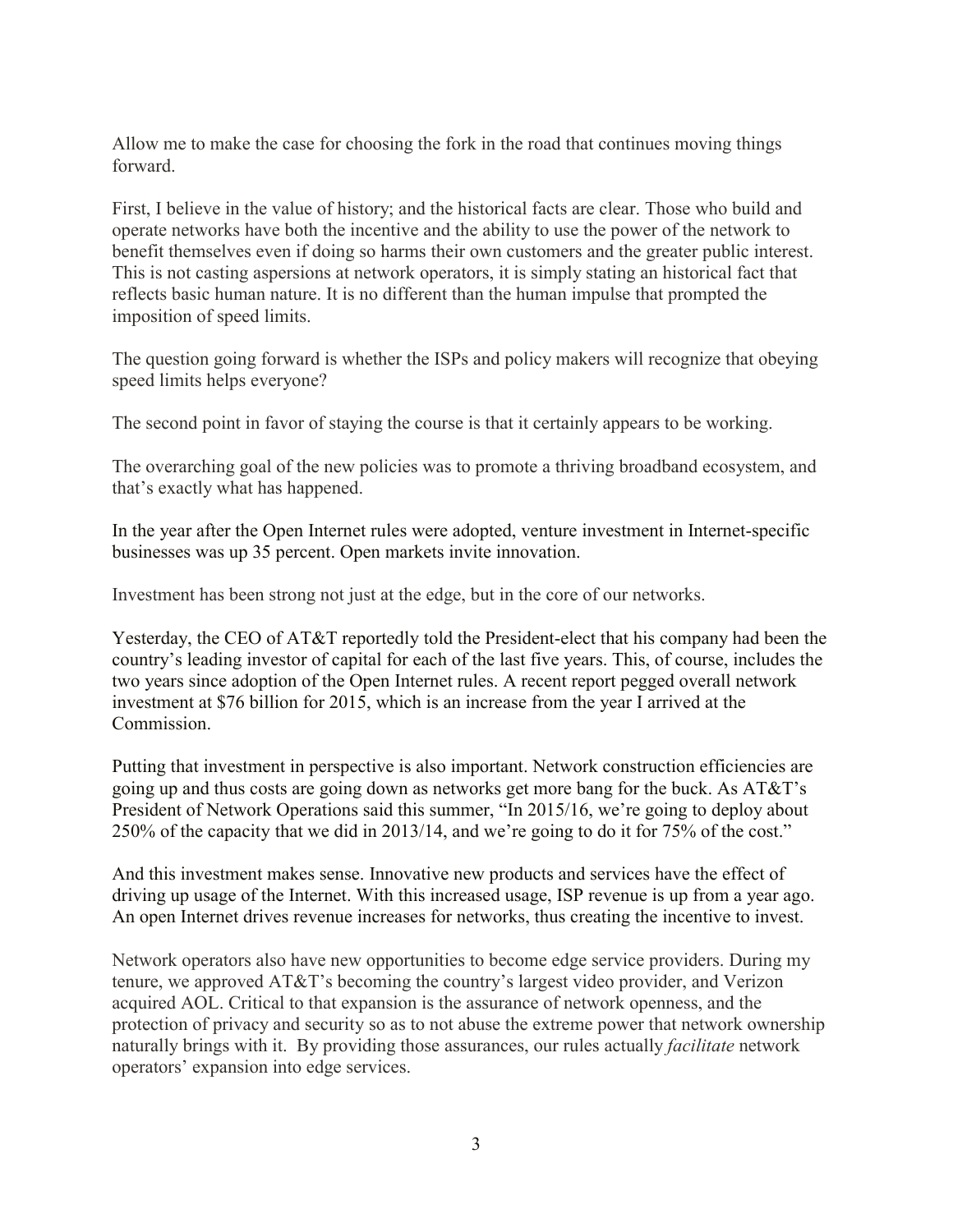Allow me to make the case for choosing the fork in the road that continues moving things forward.

First, I believe in the value of history; and the historical facts are clear. Those who build and operate networks have both the incentive and the ability to use the power of the network to benefit themselves even if doing so harms their own customers and the greater public interest. This is not casting aspersions at network operators, it is simply stating an historical fact that reflects basic human nature. It is no different than the human impulse that prompted the imposition of speed limits.

The question going forward is whether the ISPs and policy makers will recognize that obeying speed limits helps everyone?

The second point in favor of staying the course is that it certainly appears to be working.

The overarching goal of the new policies was to promote a thriving broadband ecosystem, and that's exactly what has happened.

In the year after the Open Internet rules were adopted, venture investment in Internet-specific businesses was up 35 percent. Open markets invite innovation.

Investment has been strong not just at the edge, but in the core of our networks.

Yesterday, the CEO of AT&T reportedly told the President-elect that his company had been the country's leading investor of capital for each of the last five years. This, of course, includes the two years since adoption of the Open Internet rules. A recent report pegged overall network investment at $76 billion for 2015, which is an increase from the year I arrived at the Commission.

Putting that investment in perspective is also important. Network construction efficiencies are going up and thus costs are going down as networks get more bang for the buck. As AT&T's President of Network Operations said this summer, "In 2015/16, we're going to deploy about 250% of the capacity that we did in 2013/14, and we're going to do it for 75% of the cost."

And this investment makes sense. Innovative new products and services have the effect of driving up usage of the Internet. With this increased usage, ISP revenue is up from a year ago. An open Internet drives revenue increases for networks, thus creating the incentive to invest.

Network operators also have new opportunities to become edge service providers. During my tenure, we approved AT&T's becoming the country's largest video provider, and Verizon acquired AOL. Critical to that expansion is the assurance of network openness, and the protection of privacy and security so as to not abuse the extreme power that network ownership naturally brings with it. By providing those assurances, our rules actually *facilitate* network operators' expansion into edge services.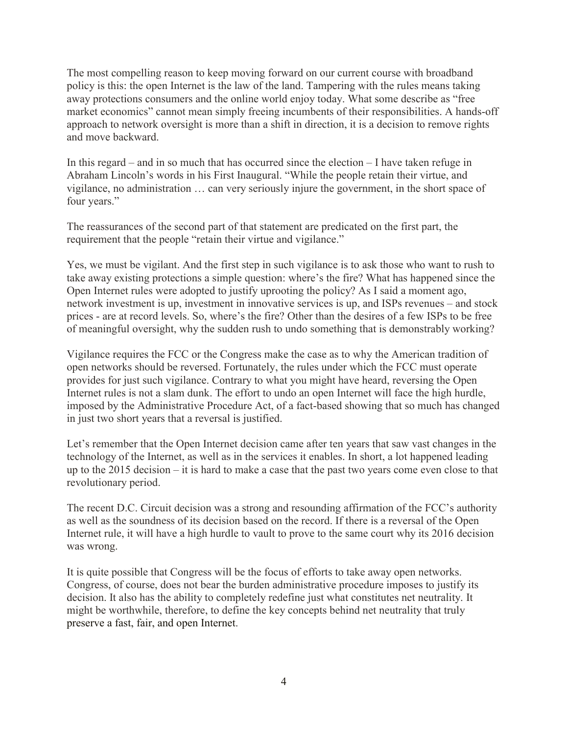The most compelling reason to keep moving forward on our current course with broadband policy is this: the open Internet is the law of the land. Tampering with the rules means taking away protections consumers and the online world enjoy today. What some describe as "free market economics" cannot mean simply freeing incumbents of their responsibilities. A hands-off approach to network oversight is more than a shift in direction, it is a decision to remove rights and move backward.

In this regard – and in so much that has occurred since the election – I have taken refuge in Abraham Lincoln's words in his First Inaugural. "While the people retain their virtue, and vigilance, no administration … can very seriously injure the government, in the short space of four years."

The reassurances of the second part of that statement are predicated on the first part, the requirement that the people "retain their virtue and vigilance."

Yes, we must be vigilant. And the first step in such vigilance is to ask those who want to rush to take away existing protections a simple question: where's the fire? What has happened since the Open Internet rules were adopted to justify uprooting the policy? As I said a moment ago, network investment is up, investment in innovative services is up, and ISPs revenues – and stock prices - are at record levels. So, where's the fire? Other than the desires of a few ISPs to be free of meaningful oversight, why the sudden rush to undo something that is demonstrably working?

Vigilance requires the FCC or the Congress make the case as to why the American tradition of open networks should be reversed. Fortunately, the rules under which the FCC must operate provides for just such vigilance. Contrary to what you might have heard, reversing the Open Internet rules is not a slam dunk. The effort to undo an open Internet will face the high hurdle, imposed by the Administrative Procedure Act, of a fact-based showing that so much has changed in just two short years that a reversal is justified.

Let's remember that the Open Internet decision came after ten years that saw vast changes in the technology of the Internet, as well as in the services it enables. In short, a lot happened leading up to the 2015 decision – it is hard to make a case that the past two years come even close to that revolutionary period.

The recent D.C. Circuit decision was a strong and resounding affirmation of the FCC's authority as well as the soundness of its decision based on the record. If there is a reversal of the Open Internet rule, it will have a high hurdle to vault to prove to the same court why its 2016 decision was wrong.

It is quite possible that Congress will be the focus of efforts to take away open networks. Congress, of course, does not bear the burden administrative procedure imposes to justify its decision. It also has the ability to completely redefine just what constitutes net neutrality. It might be worthwhile, therefore, to define the key concepts behind net neutrality that truly preserve a fast, fair, and open Internet.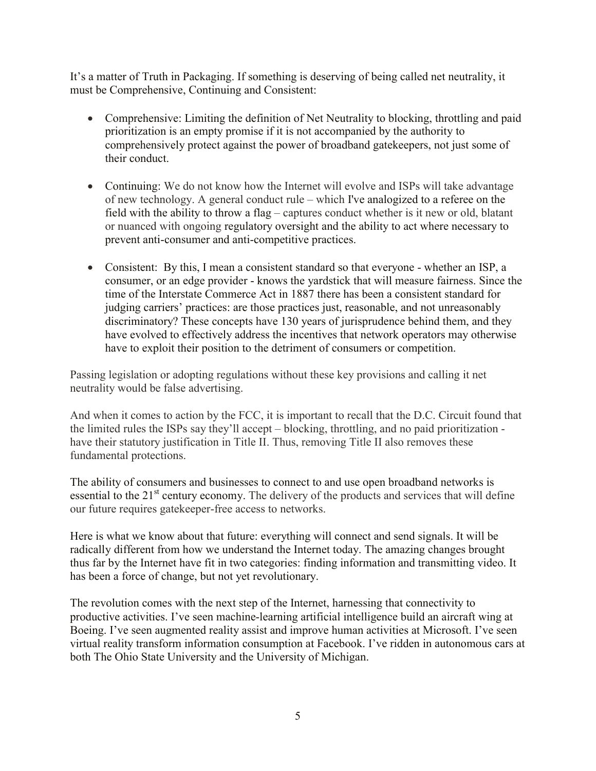It's a matter of Truth in Packaging. If something is deserving of being called net neutrality, it must be Comprehensive, Continuing and Consistent:

- Comprehensive: Limiting the definition of Net Neutrality to blocking, throttling and paid prioritization is an empty promise if it is not accompanied by the authority to comprehensively protect against the power of broadband gatekeepers, not just some of their conduct.

- Continuing: We do not know how the Internet will evolve and ISPs will take advantage of new technology. A general conduct rule – which I've analogized to a referee on the field with the ability to throw a flag – captures conduct whether is it new or old, blatant or nuanced with ongoing regulatory oversight and the ability to act where necessary to prevent anti-consumer and anti-competitive practices.

- Consistent: By this, I mean a consistent standard so that everyone - whether an ISP, a consumer, or an edge provider - knows the yardstick that will measure fairness. Since the time of the Interstate Commerce Act in 1887 there has been a consistent standard for judging carriers' practices: are those practices just, reasonable, and not unreasonably discriminatory? These concepts have 130 years of jurisprudence behind them, and they have evolved to effectively address the incentives that network operators may otherwise have to exploit their position to the detriment of consumers or competition.

Passing legislation or adopting regulations without these key provisions and calling it net neutrality would be false advertising.

And when it comes to action by the FCC, it is important to recall that the D.C. Circuit found that the limited rules the ISPs say they'll accept – blocking, throttling, and no paid prioritization - have their statutory justification in Title II. Thus, removing Title II also removes these fundamental protections.

The ability of consumers and businesses to connect to and use open broadband networks is essential to the 21st century economy. The delivery of the products and services that will define our future requires gatekeeper-free access to networks.

Here is what we know about that future: everything will connect and send signals. It will be radically different from how we understand the Internet today. The amazing changes brought thus far by the Internet have fit in two categories: finding information and transmitting video. It has been a force of change, but not yet revolutionary.

The revolution comes with the next step of the Internet, harnessing that connectivity to productive activities. I've seen machine-learning artificial intelligence build an aircraft wing at Boeing. I've seen augmented reality assist and improve human activities at Microsoft. I've seen virtual reality transform information consumption at Facebook. I've ridden in autonomous cars at both The Ohio State University and the University of Michigan.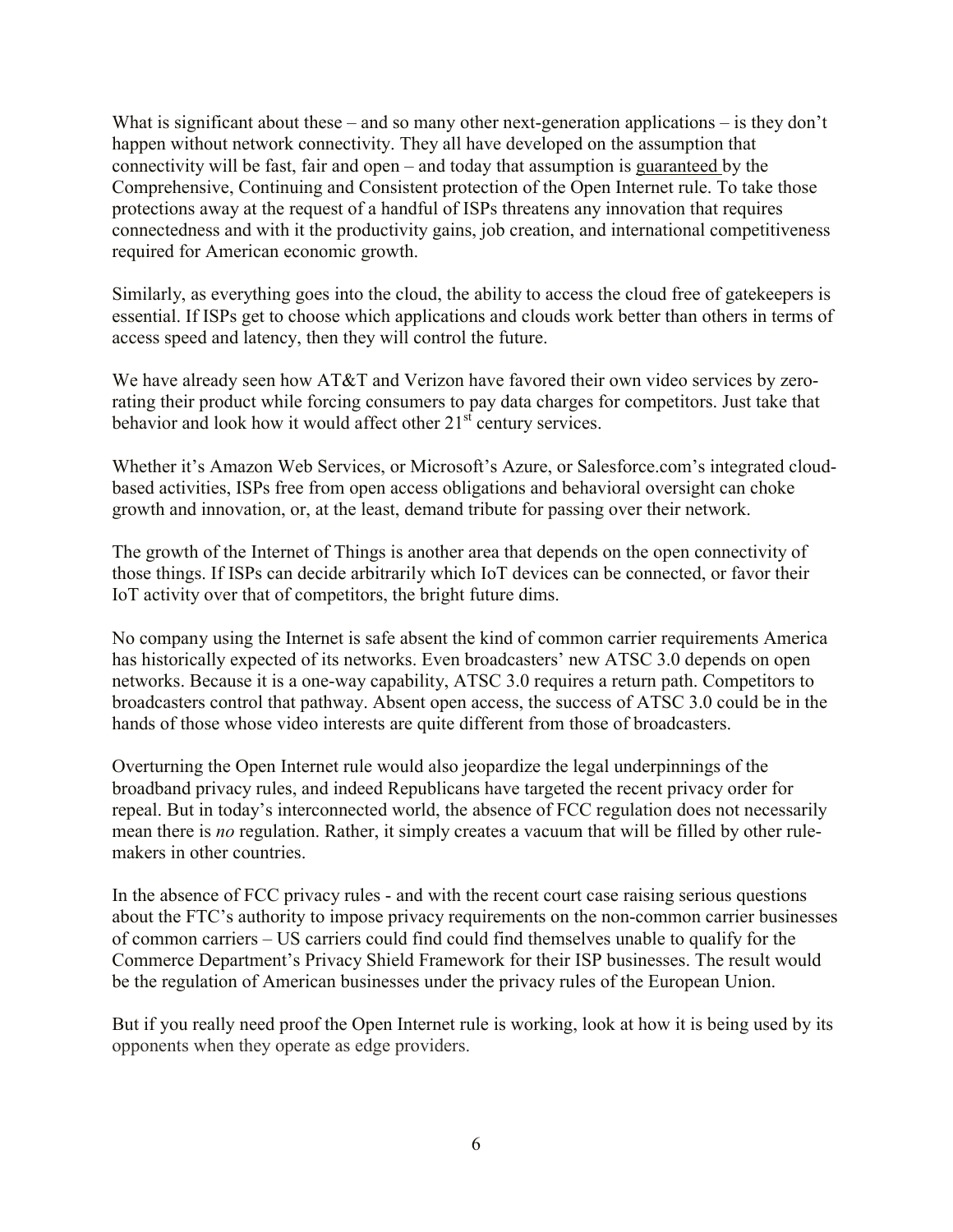What is significant about these – and so many other next-generation applications – is they don't happen without network connectivity. They all have developed on the assumption that connectivity will be fast, fair and open – and today that assumption is guaranteed by the Comprehensive, Continuing and Consistent protection of the Open Internet rule. To take those protections away at the request of a handful of ISPs threatens any innovation that requires connectedness and with it the productivity gains, job creation, and international competitiveness required for American economic growth.

Similarly, as everything goes into the cloud, the ability to access the cloud free of gatekeepers is essential. If ISPs get to choose which applications and clouds work better than others in terms of access speed and latency, then they will control the future.

We have already seen how AT&T and Verizon have favored their own video services by zero-rating their product while forcing consumers to pay data charges for competitors. Just take that behavior and look how it would affect other 21st century services.

Whether it's Amazon Web Services, or Microsoft's Azure, or Salesforce.com's integrated cloud-based activities, ISPs free from open access obligations and behavioral oversight can choke growth and innovation, or, at the least, demand tribute for passing over their network.

The growth of the Internet of Things is another area that depends on the open connectivity of those things. If ISPs can decide arbitrarily which IoT devices can be connected, or favor their IoT activity over that of competitors, the bright future dims.

No company using the Internet is safe absent the kind of common carrier requirements America has historically expected of its networks. Even broadcasters' new ATSC 3.0 depends on open networks. Because it is a one-way capability, ATSC 3.0 requires a return path. Competitors to broadcasters control that pathway. Absent open access, the success of ATSC 3.0 could be in the hands of those whose video interests are quite different from those of broadcasters.

Overturning the Open Internet rule would also jeopardize the legal underpinnings of the broadband privacy rules, and indeed Republicans have targeted the recent privacy order for repeal. But in today's interconnected world, the absence of FCC regulation does not necessarily mean there is *no* regulation. Rather, it simply creates a vacuum that will be filled by other rule-makers in other countries.

In the absence of FCC privacy rules - and with the recent court case raising serious questions about the FTC's authority to impose privacy requirements on the non-common carrier businesses of common carriers – US carriers could find could find themselves unable to qualify for the Commerce Department's Privacy Shield Framework for their ISP businesses. The result would be the regulation of American businesses under the privacy rules of the European Union.

But if you really need proof the Open Internet rule is working, look at how it is being used by its opponents when they operate as edge providers.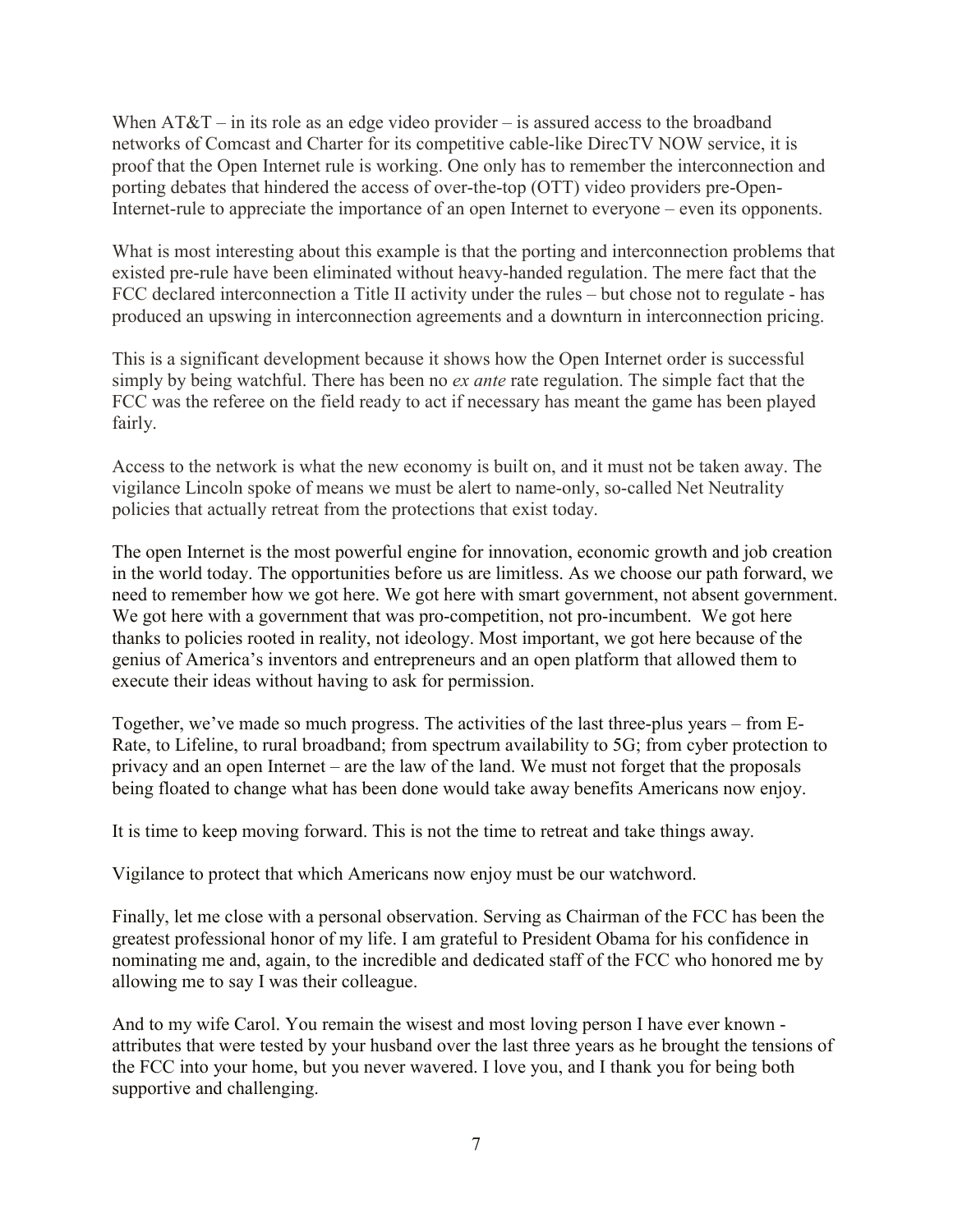When AT&T – in its role as an edge video provider – is assured access to the broadband networks of Comcast and Charter for its competitive cable-like DirecTV NOW service, it is proof that the Open Internet rule is working. One only has to remember the interconnection and porting debates that hindered the access of over-the-top (OTT) video providers pre-Open-Internet-rule to appreciate the importance of an open Internet to everyone – even its opponents.

What is most interesting about this example is that the porting and interconnection problems that existed pre-rule have been eliminated without heavy-handed regulation. The mere fact that the FCC declared interconnection a Title II activity under the rules – but chose not to regulate - has produced an upswing in interconnection agreements and a downturn in interconnection pricing.

This is a significant development because it shows how the Open Internet order is successful simply by being watchful. There has been no *ex ante* rate regulation. The simple fact that the FCC was the referee on the field ready to act if necessary has meant the game has been played fairly.

Access to the network is what the new economy is built on, and it must not be taken away. The vigilance Lincoln spoke of means we must be alert to name-only, so-called Net Neutrality policies that actually retreat from the protections that exist today.

The open Internet is the most powerful engine for innovation, economic growth and job creation in the world today. The opportunities before us are limitless. As we choose our path forward, we need to remember how we got here. We got here with smart government, not absent government. We got here with a government that was pro-competition, not pro-incumbent. We got here thanks to policies rooted in reality, not ideology. Most important, we got here because of the genius of America's inventors and entrepreneurs and an open platform that allowed them to execute their ideas without having to ask for permission.

Together, we've made so much progress. The activities of the last three-plus years – from E-Rate, to Lifeline, to rural broadband; from spectrum availability to 5G; from cyber protection to privacy and an open Internet – are the law of the land. We must not forget that the proposals being floated to change what has been done would take away benefits Americans now enjoy.

It is time to keep moving forward. This is not the time to retreat and take things away.

Vigilance to protect that which Americans now enjoy must be our watchword.

Finally, let me close with a personal observation. Serving as Chairman of the FCC has been the greatest professional honor of my life. I am grateful to President Obama for his confidence in nominating me and, again, to the incredible and dedicated staff of the FCC who honored me by allowing me to say I was their colleague.

And to my wife Carol. You remain the wisest and most loving person I have ever known - attributes that were tested by your husband over the last three years as he brought the tensions of the FCC into your home, but you never wavered. I love you, and I thank you for being both supportive and challenging.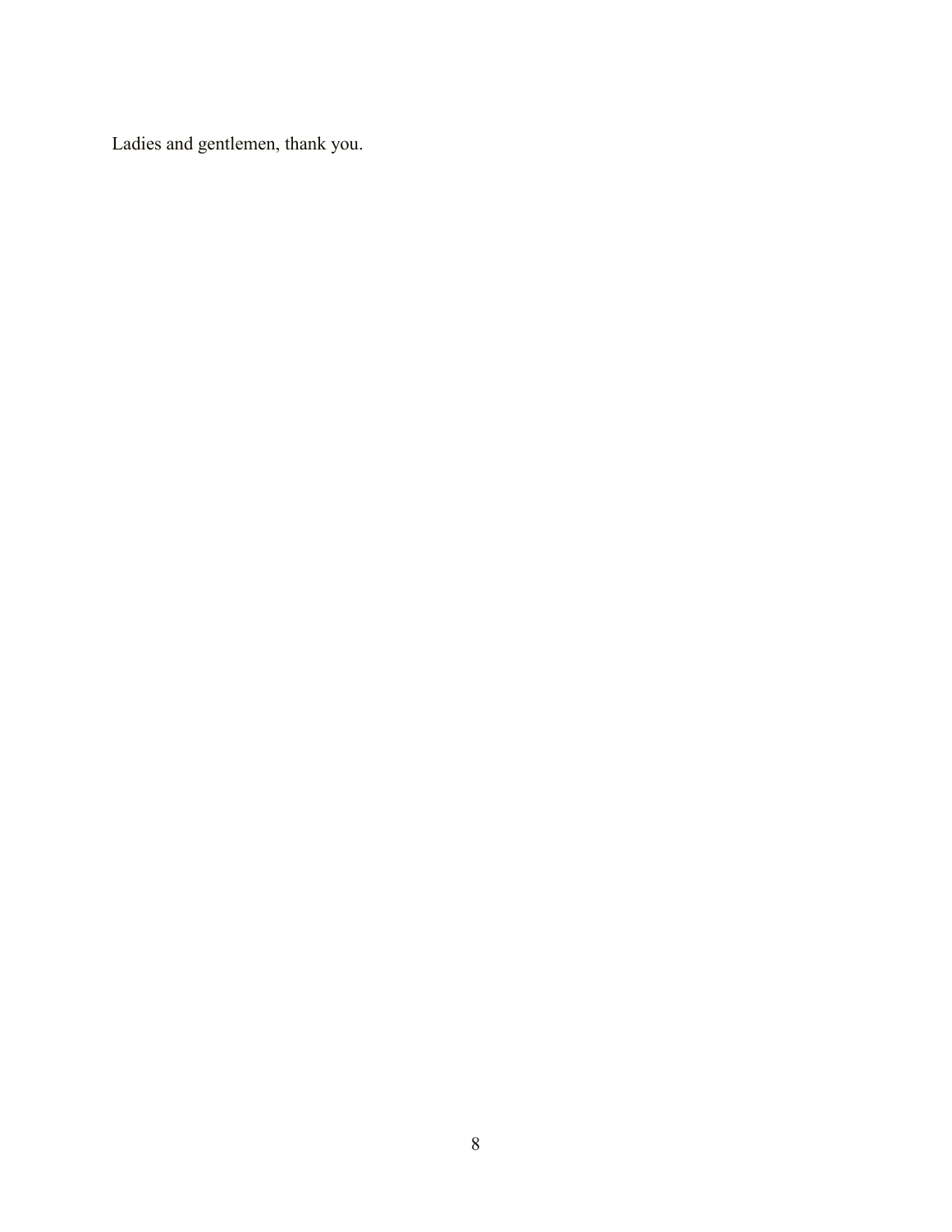Ladies and gentlemen, thank you.